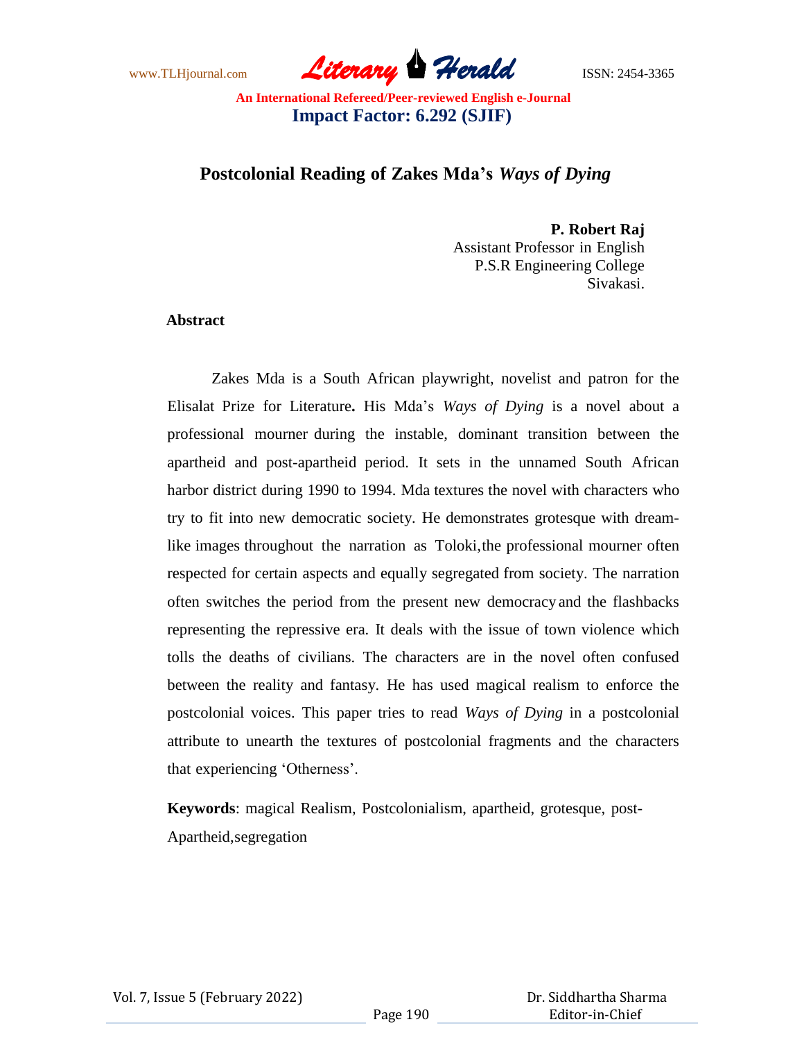# Postcolonial Reading of Zakes Mda's *Ways of Dying*

**P. Robert Raj**
Assistant Professor in English
P.S.R Engineering College
Sivakasi.

## Abstract

Zakes Mda is a South African playwright, novelist and patron for the Elisalat Prize for Literature**.** His Mda's *Ways of Dying* is a novel about a professional mourner during the instable, dominant transition between the apartheid and post-apartheid period. It sets in the unnamed South African harbor district during 1990 to 1994. Mda textures the novel with characters who try to fit into new democratic society. He demonstrates grotesque with dream-like images throughout the narration as Toloki,the professional mourner often respected for certain aspects and equally segregated from society. The narration often switches the period from the present new democracy and the flashbacks representing the repressive era. It deals with the issue of town violence which tolls the deaths of civilians. The characters are in the novel often confused between the reality and fantasy. He has used magical realism to enforce the postcolonial voices. This paper tries to read *Ways of Dying* in a postcolonial attribute to unearth the textures of postcolonial fragments and the characters that experiencing 'Otherness'.

**Keywords**: magical Realism, Postcolonialism, apartheid, grotesque, post-Apartheid,segregation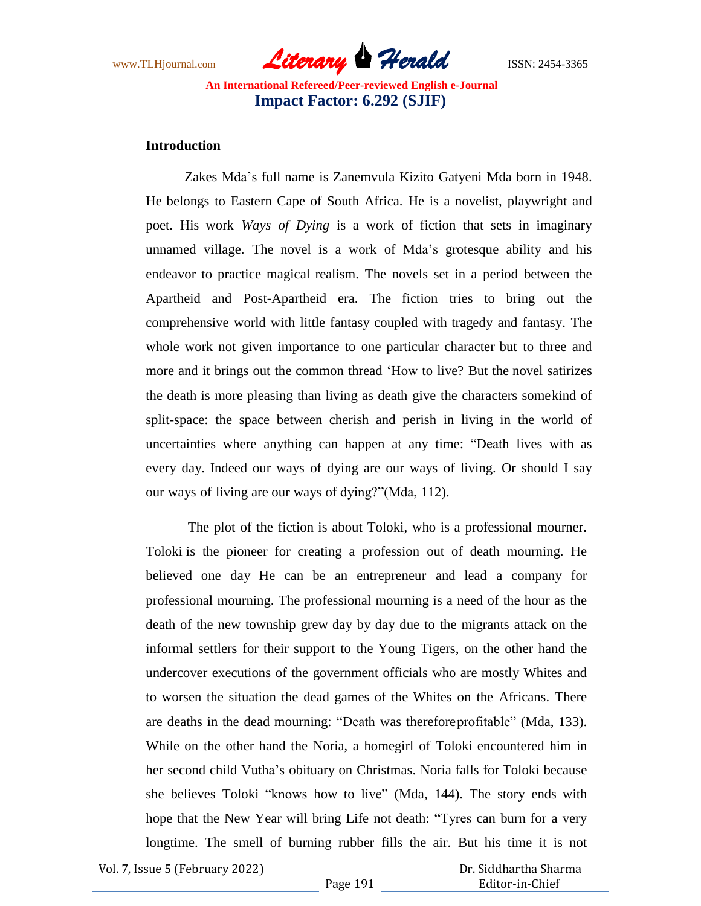## Introduction

Zakes Mda's full name is Zanemvula Kizito Gatyeni Mda born in 1948. He belongs to Eastern Cape of South Africa. He is a novelist, playwright and poet. His work *Ways of Dying* is a work of fiction that sets in imaginary unnamed village. The novel is a work of Mda's grotesque ability and his endeavor to practice magical realism. The novels set in a period between the Apartheid and Post-Apartheid era. The fiction tries to bring out the comprehensive world with little fantasy coupled with tragedy and fantasy. The whole work not given importance to one particular character but to three and more and it brings out the common thread 'How to live? But the novel satirizes the death is more pleasing than living as death give the characters somekind of split-space: the space between cherish and perish in living in the world of uncertainties where anything can happen at any time: "Death lives with as every day. Indeed our ways of dying are our ways of living. Or should I say our ways of living are our ways of dying?"(Mda, 112).

The plot of the fiction is about Toloki, who is a professional mourner. Toloki is the pioneer for creating a profession out of death mourning. He believed one day He can be an entrepreneur and lead a company for professional mourning. The professional mourning is a need of the hour as the death of the new township grew day by day due to the migrants attack on the informal settlers for their support to the Young Tigers, on the other hand the undercover executions of the government officials who are mostly Whites and to worsen the situation the dead games of the Whites on the Africans. There are deaths in the dead mourning: "Death was thereforeprofitable" (Mda, 133). While on the other hand the Noria, a homegirl of Toloki encountered him in her second child Vutha's obituary on Christmas. Noria falls for Toloki because she believes Toloki "knows how to live" (Mda, 144). The story ends with hope that the New Year will bring Life not death: "Tyres can burn for a very longtime. The smell of burning rubber fills the air. But his time it is not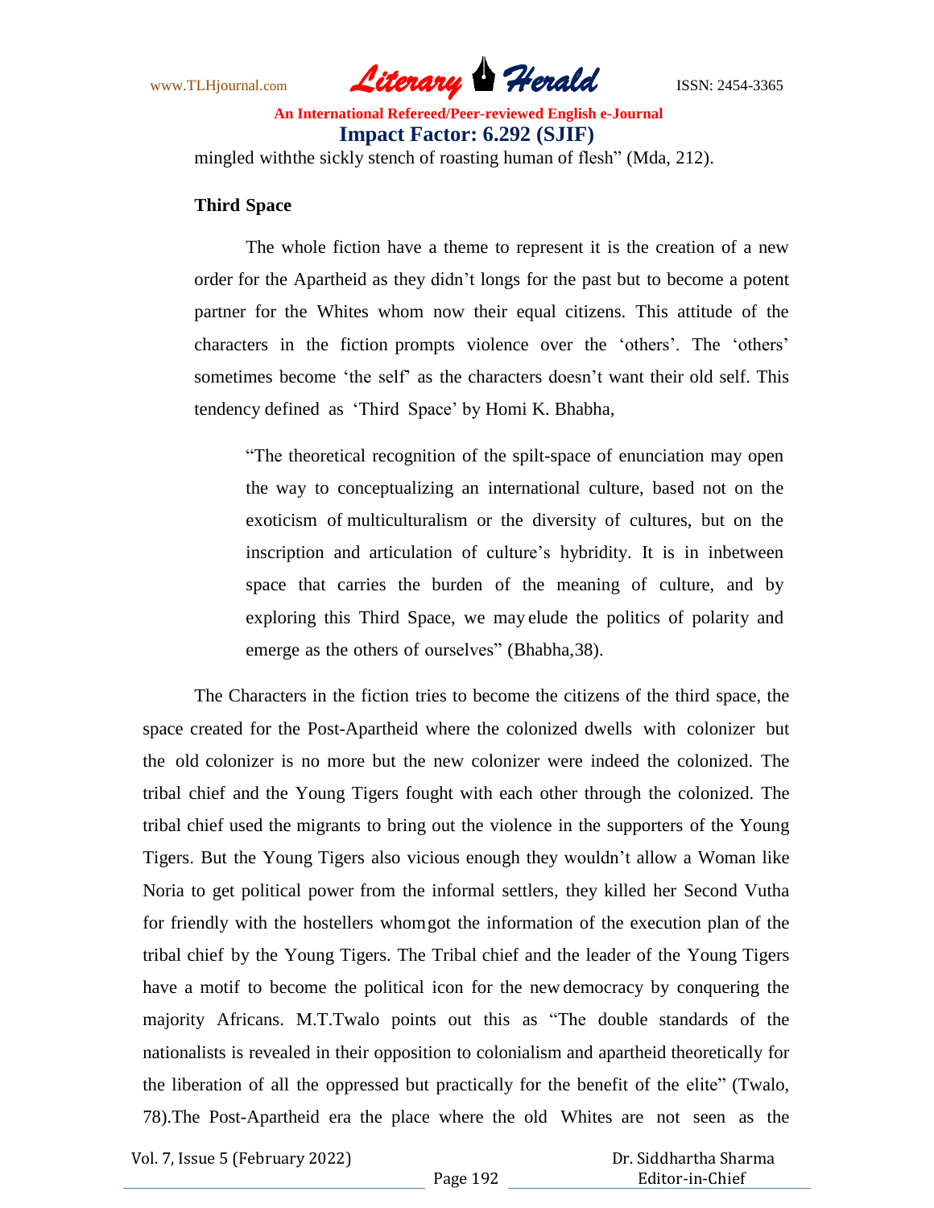mingled withthe sickly stench of roasting human of flesh" (Mda, 212).

**Third Space**

The whole fiction have a theme to represent it is the creation of a new order for the Apartheid as they didn't longs for the past but to become a potent partner for the Whites whom now their equal citizens. This attitude of the characters in the fiction prompts violence over the 'others'. The 'others' sometimes become 'the self' as the characters doesn't want their old self. This tendency defined as 'Third Space' by Homi K. Bhabha,

> "The theoretical recognition of the spilt-space of enunciation may open the way to conceptualizing an international culture, based not on the exoticism of multiculturalism or the diversity of cultures, but on the inscription and articulation of culture's hybridity. It is in inbetween space that carries the burden of the meaning of culture, and by exploring this Third Space, we may elude the politics of polarity and emerge as the others of ourselves" (Bhabha,38).

The Characters in the fiction tries to become the citizens of the third space, the space created for the Post-Apartheid where the colonized dwells with colonizer but the old colonizer is no more but the new colonizer were indeed the colonized. The tribal chief and the Young Tigers fought with each other through the colonized. The tribal chief used the migrants to bring out the violence in the supporters of the Young Tigers. But the Young Tigers also vicious enough they wouldn't allow a Woman like Noria to get political power from the informal settlers, they killed her Second Vutha for friendly with the hostellers whomgot the information of the execution plan of the tribal chief by the Young Tigers. The Tribal chief and the leader of the Young Tigers have a motif to become the political icon for the new democracy by conquering the majority Africans. M.T.Twalo points out this as "The double standards of the nationalists is revealed in their opposition to colonialism and apartheid theoretically for the liberation of all the oppressed but practically for the benefit of the elite" (Twalo, 78).The Post-Apartheid era the place where the old Whites are not seen as the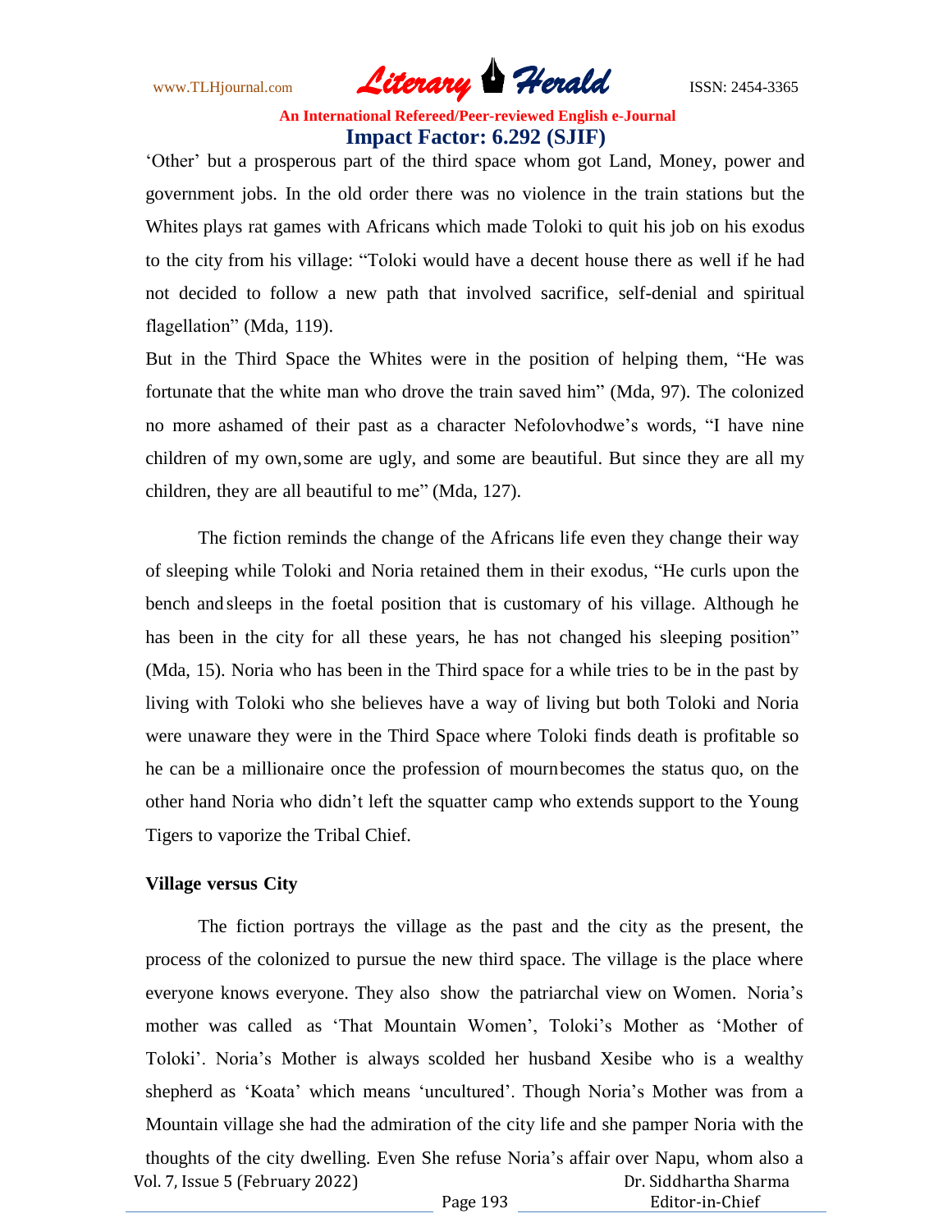'Other' but a prosperous part of the third space whom got Land, Money, power and government jobs. In the old order there was no violence in the train stations but the Whites plays rat games with Africans which made Toloki to quit his job on his exodus to the city from his village: "Toloki would have a decent house there as well if he had not decided to follow a new path that involved sacrifice, self-denial and spiritual flagellation" (Mda, 119).

But in the Third Space the Whites were in the position of helping them, "He was fortunate that the white man who drove the train saved him" (Mda, 97). The colonized no more ashamed of their past as a character Nefolovhodwe's words, "I have nine children of my own, some are ugly, and some are beautiful. But since they are all my children, they are all beautiful to me" (Mda, 127).

The fiction reminds the change of the Africans life even they change their way of sleeping while Toloki and Noria retained them in their exodus, "He curls upon the bench and sleeps in the foetal position that is customary of his village. Although he has been in the city for all these years, he has not changed his sleeping position" (Mda, 15). Noria who has been in the Third space for a while tries to be in the past by living with Toloki who she believes have a way of living but both Toloki and Noria were unaware they were in the Third Space where Toloki finds death is profitable so he can be a millionaire once the profession of mourn becomes the status quo, on the other hand Noria who didn't left the squatter camp who extends support to the Young Tigers to vaporize the Tribal Chief.

**Village versus City**

The fiction portrays the village as the past and the city as the present, the process of the colonized to pursue the new third space. The village is the place where everyone knows everyone. They also show the patriarchal view on Women. Noria's mother was called as 'That Mountain Women', Toloki's Mother as 'Mother of Toloki'. Noria's Mother is always scolded her husband Xesibe who is a wealthy shepherd as 'Koata' which means 'uncultured'. Though Noria's Mother was from a Mountain village she had the admiration of the city life and she pamper Noria with the thoughts of the city dwelling. Even She refuse Noria's affair over Napu, whom also a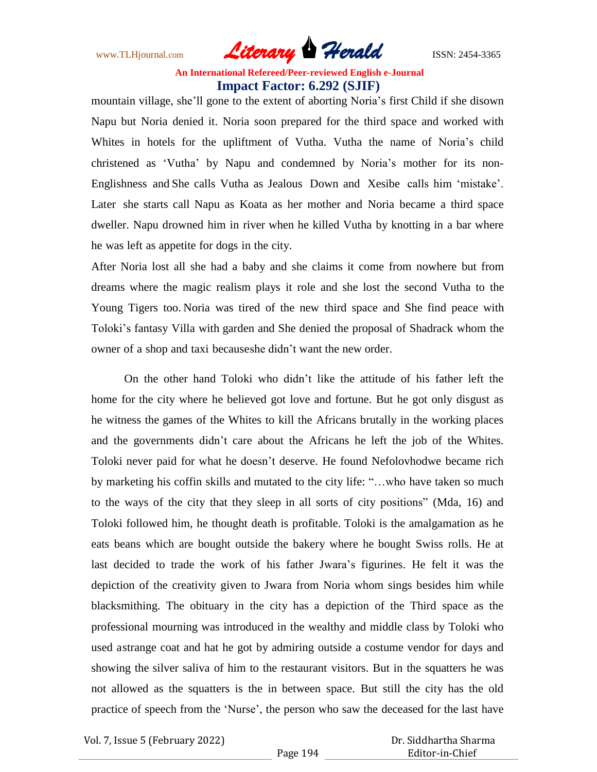mountain village, she'll gone to the extent of aborting Noria's first Child if she disown Napu but Noria denied it. Noria soon prepared for the third space and worked with Whites in hotels for the upliftment of Vutha. Vutha the name of Noria's child christened as 'Vutha' by Napu and condemned by Noria's mother for its non-Englishness and She calls Vutha as Jealous Down and Xesibe calls him 'mistake'. Later she starts call Napu as Koata as her mother and Noria became a third space dweller. Napu drowned him in river when he killed Vutha by knotting in a bar where he was left as appetite for dogs in the city.

After Noria lost all she had a baby and she claims it come from nowhere but from dreams where the magic realism plays it role and she lost the second Vutha to the Young Tigers too. Noria was tired of the new third space and She find peace with Toloki's fantasy Villa with garden and She denied the proposal of Shadrack whom the owner of a shop and taxi becauseshe didn't want the new order.

On the other hand Toloki who didn't like the attitude of his father left the home for the city where he believed got love and fortune. But he got only disgust as he witness the games of the Whites to kill the Africans brutally in the working places and the governments didn't care about the Africans he left the job of the Whites. Toloki never paid for what he doesn't deserve. He found Nefolovhodwe became rich by marketing his coffin skills and mutated to the city life: "…who have taken so much to the ways of the city that they sleep in all sorts of city positions" (Mda, 16) and Toloki followed him, he thought death is profitable. Toloki is the amalgamation as he eats beans which are bought outside the bakery where he bought Swiss rolls. He at last decided to trade the work of his father Jwara's figurines. He felt it was the depiction of the creativity given to Jwara from Noria whom sings besides him while blacksmithing. The obituary in the city has a depiction of the Third space as the professional mourning was introduced in the wealthy and middle class by Toloki who used astrange coat and hat he got by admiring outside a costume vendor for days and showing the silver saliva of him to the restaurant visitors. But in the squatters he was not allowed as the squatters is the in between space. But still the city has the old practice of speech from the 'Nurse', the person who saw the deceased for the last have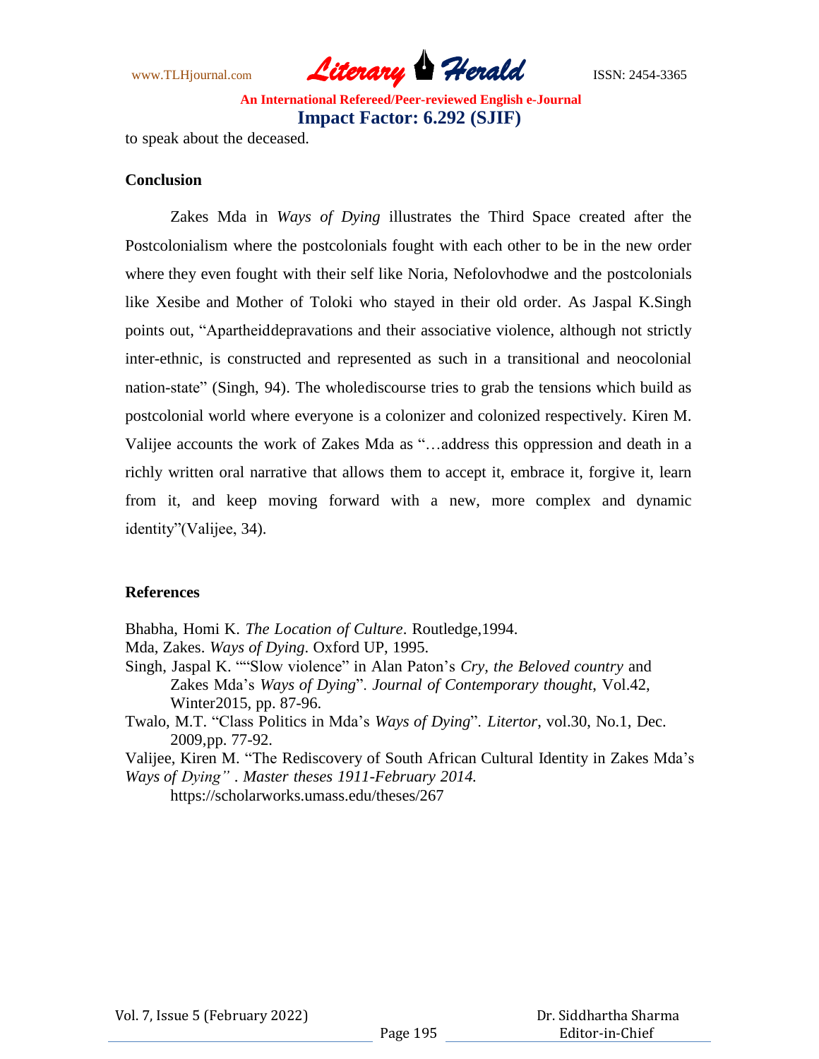to speak about the deceased.

## Conclusion

Zakes Mda in *Ways of Dying* illustrates the Third Space created after the Postcolonialism where the postcolonials fought with each other to be in the new order where they even fought with their self like Noria, Nefolovhodwe and the postcolonials like Xesibe and Mother of Toloki who stayed in their old order. As Jaspal K.Singh points out, "Apartheiddepravations and their associative violence, although not strictly inter-ethnic, is constructed and represented as such in a transitional and neocolonial nation-state" (Singh, 94). The wholediscourse tries to grab the tensions which build as postcolonial world where everyone is a colonizer and colonized respectively. Kiren M. Valijee accounts the work of Zakes Mda as "…address this oppression and death in a richly written oral narrative that allows them to accept it, embrace it, forgive it, learn from it, and keep moving forward with a new, more complex and dynamic identity"(Valijee, 34).

## References

Bhabha, Homi K. *The Location of Culture*. Routledge,1994.

Mda, Zakes. *Ways of Dying*. Oxford UP, 1995.

Singh, Jaspal K. ""Slow violence" in Alan Paton's *Cry, the Beloved country* and Zakes Mda's *Ways of Dying*". *Journal of Contemporary thought*, Vol.42, Winter2015, pp. 87-96.

Twalo, M.T. "Class Politics in Mda's *Ways of Dying*". *Litertor*, vol.30, No.1, Dec. 2009,pp. 77-92.

Valijee, Kiren M. "The Rediscovery of South African Cultural Identity in Zakes Mda's *Ways of Dying"* . *Master theses 1911-February 2014.* https://scholarworks.umass.edu/theses/267